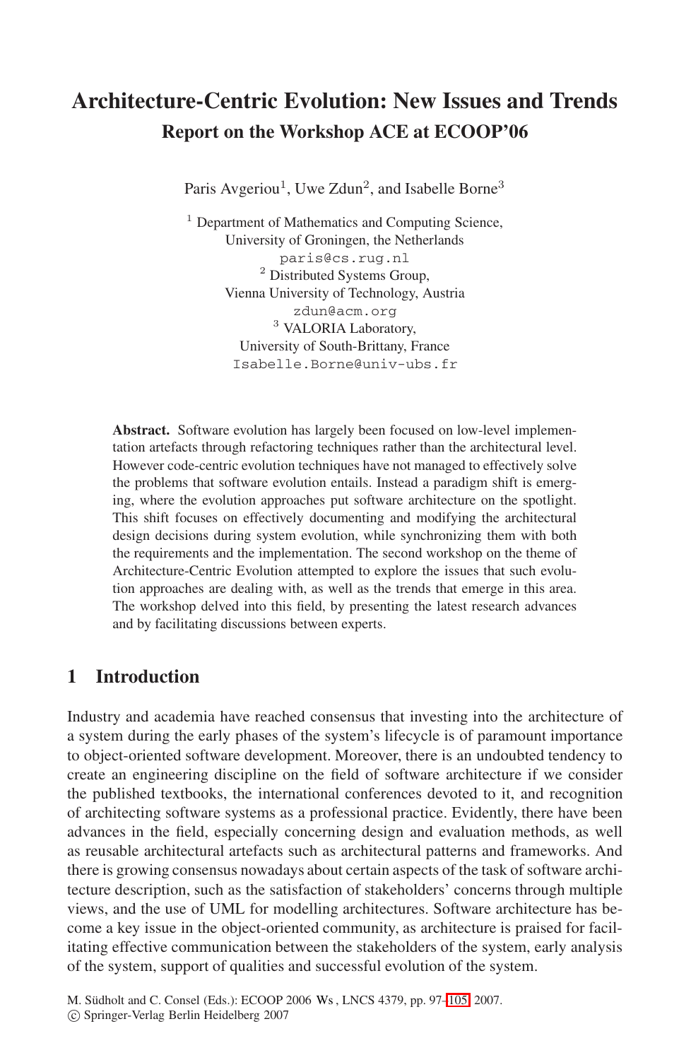# Architecture-Centric Evolution: New Issues and Trends

## Report on the Workshop ACE at ECOOP'06

Paris Avgeriou[1], Uwe Zdun[2], and Isabelle Borne[3]

[1] Department of Mathematics and Computing Science,
University of Groningen, the Netherlands
paris@cs.rug.nl

[2] Distributed Systems Group,
Vienna University of Technology, Austria
zdun@acm.org

[3] VALORIA Laboratory,
University of South-Brittany, France
Isabelle.Borne@univ-ubs.fr

**Abstract.** Software evolution has largely been focused on low-level implementation artefacts through refactoring techniques rather than the architectural level. However code-centric evolution techniques have not managed to effectively solve the problems that software evolution entails. Instead a paradigm shift is emerging, where the evolution approaches put software architecture on the spotlight. This shift focuses on effectively documenting and modifying the architectural design decisions during system evolution, while synchronizing them with both the requirements and the implementation. The second workshop on the theme of Architecture-Centric Evolution attempted to explore the issues that such evolution approaches are dealing with, as well as the trends that emerge in this area. The workshop delved into this field, by presenting the latest research advances and by facilitating discussions between experts.

## 1 Introduction

Industry and academia have reached consensus that investing into the architecture of a system during the early phases of the system's lifecycle is of paramount importance to object-oriented software development. Moreover, there is an undoubted tendency to create an engineering discipline on the field of software architecture if we consider the published textbooks, the international conferences devoted to it, and recognition of architecting software systems as a professional practice. Evidently, there have been advances in the field, especially concerning design and evaluation methods, as well as reusable architectural artefacts such as architectural patterns and frameworks. And there is growing consensus nowadays about certain aspects of the task of software architecture description, such as the satisfaction of stakeholders' concerns through multiple views, and the use of UML for modelling architectures. Software architecture has become a key issue in the object-oriented community, as architecture is praised for facilitating effective communication between the stakeholders of the system, early analysis of the system, support of qualities and successful evolution of the system.

M. Südholt and C. Consel (Eds.): ECOOP 2006 Ws , LNCS 4379, pp. 97–105, 2007.
© Springer-Verlag Berlin Heidelberg 2007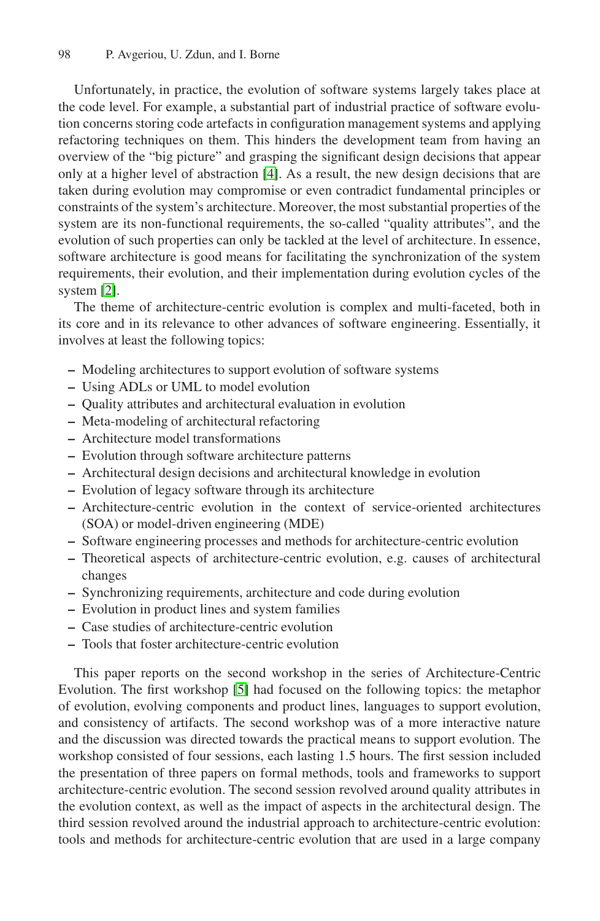Unfortunately, in practice, the evolution of software systems largely takes place at the code level. For example, a substantial part of industrial practice of software evolution concerns storing code artefacts in configuration management systems and applying refactoring techniques on them. This hinders the development team from having an overview of the "big picture" and grasping the significant design decisions that appear only at a higher level of abstraction [4]. As a result, the new design decisions that are taken during evolution may compromise or even contradict fundamental principles or constraints of the system's architecture. Moreover, the most substantial properties of the system are its non-functional requirements, the so-called "quality attributes", and the evolution of such properties can only be tackled at the level of architecture. In essence, software architecture is good means for facilitating the synchronization of the system requirements, their evolution, and their implementation during evolution cycles of the system [2].

The theme of architecture-centric evolution is complex and multi-faceted, both in its core and in its relevance to other advances of software engineering. Essentially, it involves at least the following topics:

- Modeling architectures to support evolution of software systems
- Using ADLs or UML to model evolution
- Quality attributes and architectural evaluation in evolution
- Meta-modeling of architectural refactoring
- Architecture model transformations
- Evolution through software architecture patterns
- Architectural design decisions and architectural knowledge in evolution
- Evolution of legacy software through its architecture
- Architecture-centric evolution in the context of service-oriented architectures (SOA) or model-driven engineering (MDE)
- Software engineering processes and methods for architecture-centric evolution
- Theoretical aspects of architecture-centric evolution, e.g. causes of architectural changes
- Synchronizing requirements, architecture and code during evolution
- Evolution in product lines and system families
- Case studies of architecture-centric evolution
- Tools that foster architecture-centric evolution

This paper reports on the second workshop in the series of Architecture-Centric Evolution. The first workshop [5] had focused on the following topics: the metaphor of evolution, evolving components and product lines, languages to support evolution, and consistency of artifacts. The second workshop was of a more interactive nature and the discussion was directed towards the practical means to support evolution. The workshop consisted of four sessions, each lasting 1.5 hours. The first session included the presentation of three papers on formal methods, tools and frameworks to support architecture-centric evolution. The second session revolved around quality attributes in the evolution context, as well as the impact of aspects in the architectural design. The third session revolved around the industrial approach to architecture-centric evolution: tools and methods for architecture-centric evolution that are used in a large company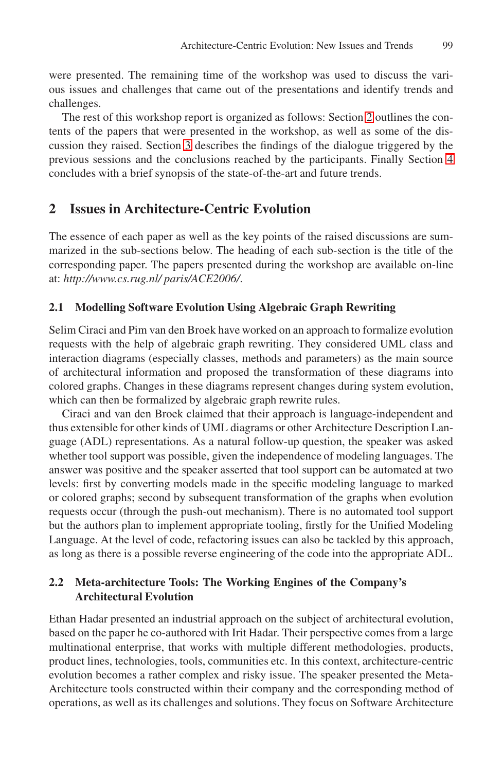were presented. The remaining time of the workshop was used to discuss the various issues and challenges that came out of the presentations and identify trends and challenges.

The rest of this workshop report is organized as follows: Section 2 outlines the contents of the papers that were presented in the workshop, as well as some of the discussion they raised. Section 3 describes the findings of the dialogue triggered by the previous sessions and the conclusions reached by the participants. Finally Section 4 concludes with a brief synopsis of the state-of-the-art and future trends.

## 2 Issues in Architecture-Centric Evolution

The essence of each paper as well as the key points of the raised discussions are summarized in the sub-sections below. The heading of each sub-section is the title of the corresponding paper. The papers presented during the workshop are available on-line at: *http://www.cs.rug.nl/ paris/ACE2006/*.

### 2.1 Modelling Software Evolution Using Algebraic Graph Rewriting

Selim Ciraci and Pim van den Broek have worked on an approach to formalize evolution requests with the help of algebraic graph rewriting. They considered UML class and interaction diagrams (especially classes, methods and parameters) as the main source of architectural information and proposed the transformation of these diagrams into colored graphs. Changes in these diagrams represent changes during system evolution, which can then be formalized by algebraic graph rewrite rules.

Ciraci and van den Broek claimed that their approach is language-independent and thus extensible for other kinds of UML diagrams or other Architecture Description Language (ADL) representations. As a natural follow-up question, the speaker was asked whether tool support was possible, given the independence of modeling languages. The answer was positive and the speaker asserted that tool support can be automated at two levels: first by converting models made in the specific modeling language to marked or colored graphs; second by subsequent transformation of the graphs when evolution requests occur (through the push-out mechanism). There is no automated tool support but the authors plan to implement appropriate tooling, firstly for the Unified Modeling Language. At the level of code, refactoring issues can also be tackled by this approach, as long as there is a possible reverse engineering of the code into the appropriate ADL.

### 2.2 Meta-architecture Tools: The Working Engines of the Company's Architectural Evolution

Ethan Hadar presented an industrial approach on the subject of architectural evolution, based on the paper he co-authored with Irit Hadar. Their perspective comes from a large multinational enterprise, that works with multiple different methodologies, products, product lines, technologies, tools, communities etc. In this context, architecture-centric evolution becomes a rather complex and risky issue. The speaker presented the Meta-Architecture tools constructed within their company and the corresponding method of operations, as well as its challenges and solutions. They focus on Software Architecture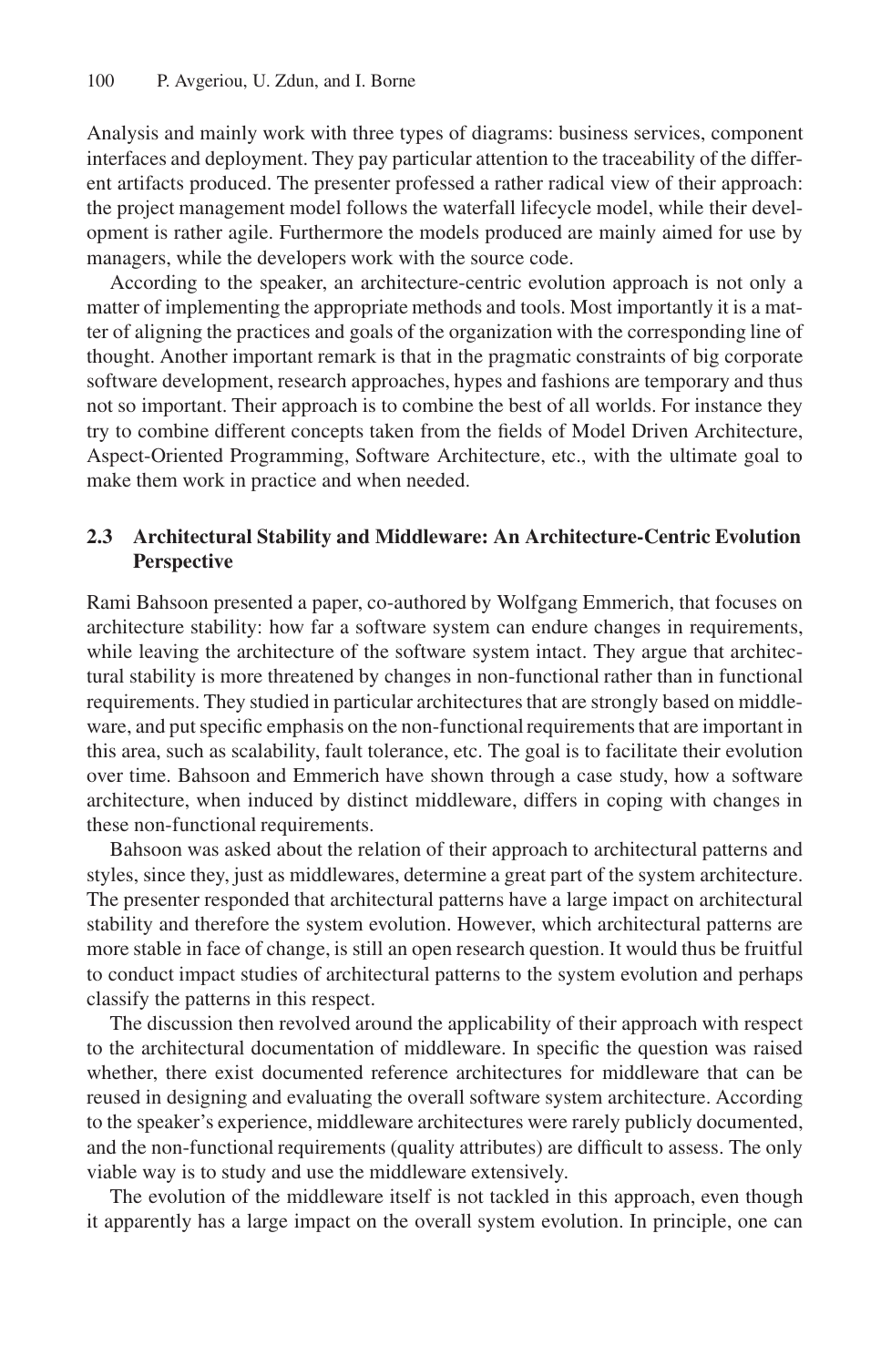Analysis and mainly work with three types of diagrams: business services, component interfaces and deployment. They pay particular attention to the traceability of the different artifacts produced. The presenter professed a rather radical view of their approach: the project management model follows the waterfall lifecycle model, while their development is rather agile. Furthermore the models produced are mainly aimed for use by managers, while the developers work with the source code.

According to the speaker, an architecture-centric evolution approach is not only a matter of implementing the appropriate methods and tools. Most importantly it is a matter of aligning the practices and goals of the organization with the corresponding line of thought. Another important remark is that in the pragmatic constraints of big corporate software development, research approaches, hypes and fashions are temporary and thus not so important. Their approach is to combine the best of all worlds. For instance they try to combine different concepts taken from the fields of Model Driven Architecture, Aspect-Oriented Programming, Software Architecture, etc., with the ultimate goal to make them work in practice and when needed.

## 2.3 Architectural Stability and Middleware: An Architecture-Centric Evolution Perspective

Rami Bahsoon presented a paper, co-authored by Wolfgang Emmerich, that focuses on architecture stability: how far a software system can endure changes in requirements, while leaving the architecture of the software system intact. They argue that architectural stability is more threatened by changes in non-functional rather than in functional requirements. They studied in particular architectures that are strongly based on middleware, and put specific emphasis on the non-functional requirements that are important in this area, such as scalability, fault tolerance, etc. The goal is to facilitate their evolution over time. Bahsoon and Emmerich have shown through a case study, how a software architecture, when induced by distinct middleware, differs in coping with changes in these non-functional requirements.

Bahsoon was asked about the relation of their approach to architectural patterns and styles, since they, just as middlewares, determine a great part of the system architecture. The presenter responded that architectural patterns have a large impact on architectural stability and therefore the system evolution. However, which architectural patterns are more stable in face of change, is still an open research question. It would thus be fruitful to conduct impact studies of architectural patterns to the system evolution and perhaps classify the patterns in this respect.

The discussion then revolved around the applicability of their approach with respect to the architectural documentation of middleware. In specific the question was raised whether, there exist documented reference architectures for middleware that can be reused in designing and evaluating the overall software system architecture. According to the speaker's experience, middleware architectures were rarely publicly documented, and the non-functional requirements (quality attributes) are difficult to assess. The only viable way is to study and use the middleware extensively.

The evolution of the middleware itself is not tackled in this approach, even though it apparently has a large impact on the overall system evolution. In principle, one can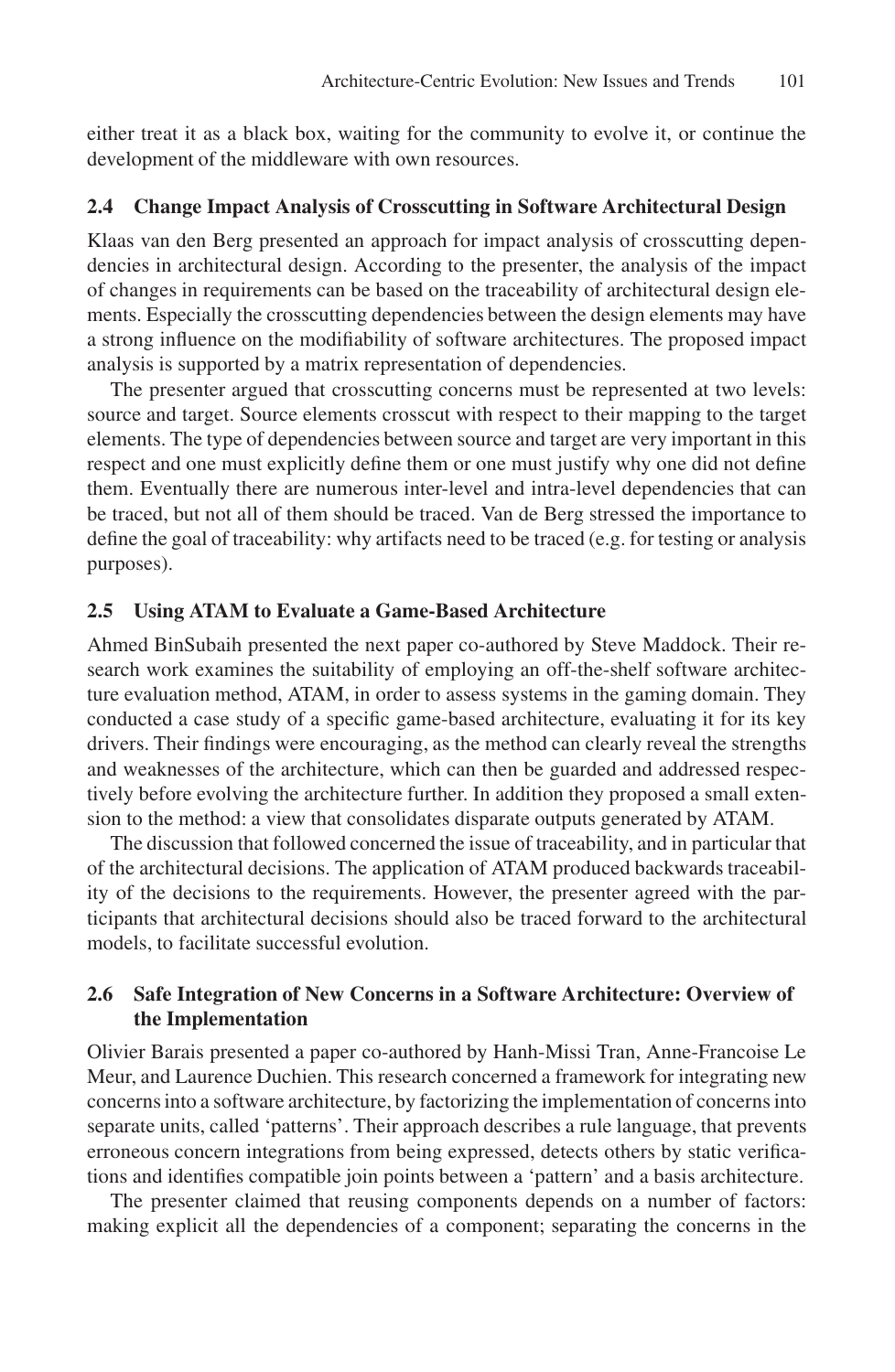either treat it as a black box, waiting for the community to evolve it, or continue the development of the middleware with own resources.

### 2.4 Change Impact Analysis of Crosscutting in Software Architectural Design

Klaas van den Berg presented an approach for impact analysis of crosscutting dependencies in architectural design. According to the presenter, the analysis of the impact of changes in requirements can be based on the traceability of architectural design elements. Especially the crosscutting dependencies between the design elements may have a strong influence on the modifiability of software architectures. The proposed impact analysis is supported by a matrix representation of dependencies.

The presenter argued that crosscutting concerns must be represented at two levels: source and target. Source elements crosscut with respect to their mapping to the target elements. The type of dependencies between source and target are very important in this respect and one must explicitly define them or one must justify why one did not define them. Eventually there are numerous inter-level and intra-level dependencies that can be traced, but not all of them should be traced. Van de Berg stressed the importance to define the goal of traceability: why artifacts need to be traced (e.g. for testing or analysis purposes).

### 2.5 Using ATAM to Evaluate a Game-Based Architecture

Ahmed BinSubaih presented the next paper co-authored by Steve Maddock. Their research work examines the suitability of employing an off-the-shelf software architecture evaluation method, ATAM, in order to assess systems in the gaming domain. They conducted a case study of a specific game-based architecture, evaluating it for its key drivers. Their findings were encouraging, as the method can clearly reveal the strengths and weaknesses of the architecture, which can then be guarded and addressed respectively before evolving the architecture further. In addition they proposed a small extension to the method: a view that consolidates disparate outputs generated by ATAM.

The discussion that followed concerned the issue of traceability, and in particular that of the architectural decisions. The application of ATAM produced backwards traceability of the decisions to the requirements. However, the presenter agreed with the participants that architectural decisions should also be traced forward to the architectural models, to facilitate successful evolution.

### 2.6 Safe Integration of New Concerns in a Software Architecture: Overview of the Implementation

Olivier Barais presented a paper co-authored by Hanh-Missi Tran, Anne-Francoise Le Meur, and Laurence Duchien. This research concerned a framework for integrating new concerns into a software architecture, by factorizing the implementation of concerns into separate units, called 'patterns'. Their approach describes a rule language, that prevents erroneous concern integrations from being expressed, detects others by static verifications and identifies compatible join points between a 'pattern' and a basis architecture.

The presenter claimed that reusing components depends on a number of factors: making explicit all the dependencies of a component; separating the concerns in the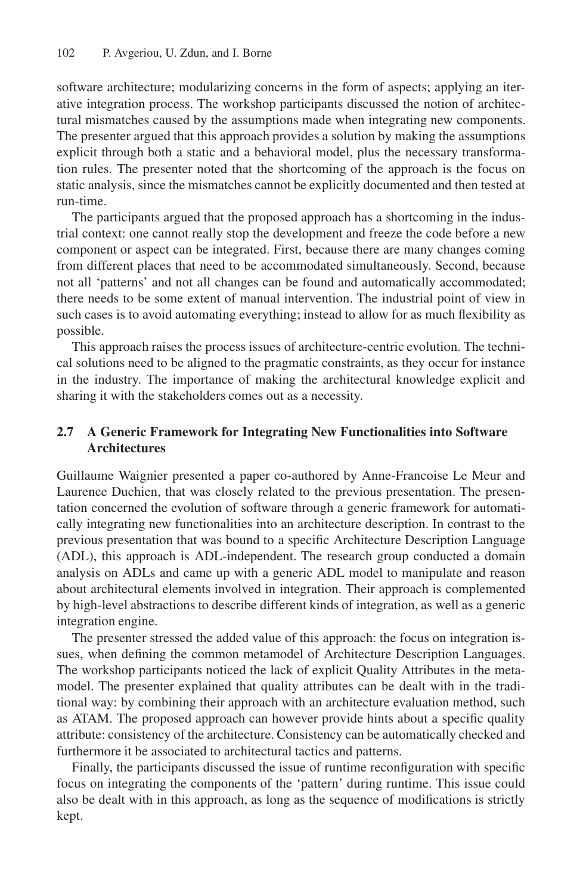software architecture; modularizing concerns in the form of aspects; applying an iterative integration process. The workshop participants discussed the notion of architectural mismatches caused by the assumptions made when integrating new components. The presenter argued that this approach provides a solution by making the assumptions explicit through both a static and a behavioral model, plus the necessary transformation rules. The presenter noted that the shortcoming of the approach is the focus on static analysis, since the mismatches cannot be explicitly documented and then tested at run-time.

The participants argued that the proposed approach has a shortcoming in the industrial context: one cannot really stop the development and freeze the code before a new component or aspect can be integrated. First, because there are many changes coming from different places that need to be accommodated simultaneously. Second, because not all 'patterns' and not all changes can be found and automatically accommodated; there needs to be some extent of manual intervention. The industrial point of view in such cases is to avoid automating everything; instead to allow for as much flexibility as possible.

This approach raises the process issues of architecture-centric evolution. The technical solutions need to be aligned to the pragmatic constraints, as they occur for instance in the industry. The importance of making the architectural knowledge explicit and sharing it with the stakeholders comes out as a necessity.

## 2.7 A Generic Framework for Integrating New Functionalities into Software Architectures

Guillaume Waignier presented a paper co-authored by Anne-Francoise Le Meur and Laurence Duchien, that was closely related to the previous presentation. The presentation concerned the evolution of software through a generic framework for automatically integrating new functionalities into an architecture description. In contrast to the previous presentation that was bound to a specific Architecture Description Language (ADL), this approach is ADL-independent. The research group conducted a domain analysis on ADLs and came up with a generic ADL model to manipulate and reason about architectural elements involved in integration. Their approach is complemented by high-level abstractions to describe different kinds of integration, as well as a generic integration engine.

The presenter stressed the added value of this approach: the focus on integration issues, when defining the common metamodel of Architecture Description Languages. The workshop participants noticed the lack of explicit Quality Attributes in the metamodel. The presenter explained that quality attributes can be dealt with in the traditional way: by combining their approach with an architecture evaluation method, such as ATAM. The proposed approach can however provide hints about a specific quality attribute: consistency of the architecture. Consistency can be automatically checked and furthermore it be associated to architectural tactics and patterns.

Finally, the participants discussed the issue of runtime reconfiguration with specific focus on integrating the components of the 'pattern' during runtime. This issue could also be dealt with in this approach, as long as the sequence of modifications is strictly kept.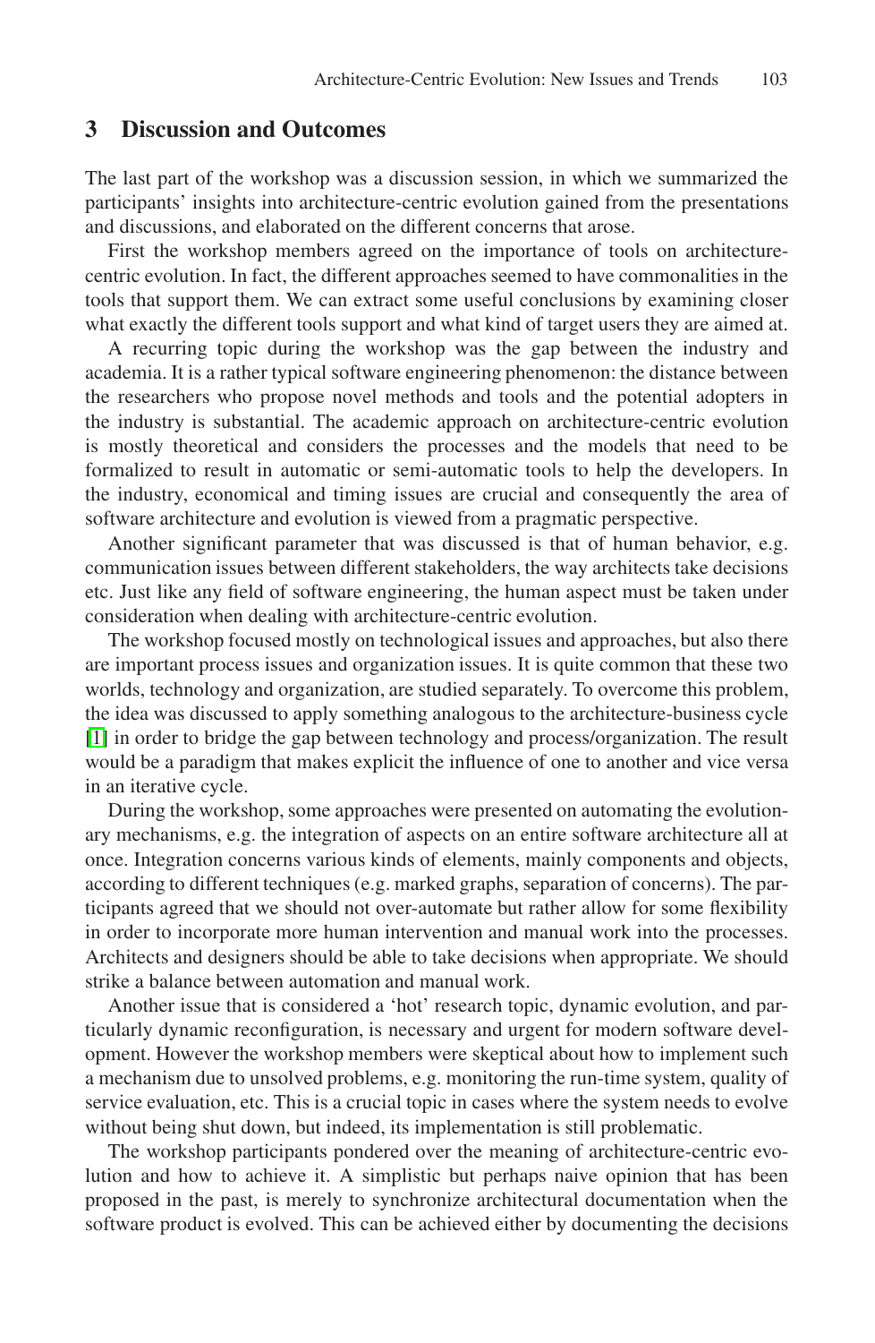## 3 Discussion and Outcomes

The last part of the workshop was a discussion session, in which we summarized the participants' insights into architecture-centric evolution gained from the presentations and discussions, and elaborated on the different concerns that arose.

First the workshop members agreed on the importance of tools on architecture-centric evolution. In fact, the different approaches seemed to have commonalities in the tools that support them. We can extract some useful conclusions by examining closer what exactly the different tools support and what kind of target users they are aimed at.

A recurring topic during the workshop was the gap between the industry and academia. It is a rather typical software engineering phenomenon: the distance between the researchers who propose novel methods and tools and the potential adopters in the industry is substantial. The academic approach on architecture-centric evolution is mostly theoretical and considers the processes and the models that need to be formalized to result in automatic or semi-automatic tools to help the developers. In the industry, economical and timing issues are crucial and consequently the area of software architecture and evolution is viewed from a pragmatic perspective.

Another significant parameter that was discussed is that of human behavior, e.g. communication issues between different stakeholders, the way architects take decisions etc. Just like any field of software engineering, the human aspect must be taken under consideration when dealing with architecture-centric evolution.

The workshop focused mostly on technological issues and approaches, but also there are important process issues and organization issues. It is quite common that these two worlds, technology and organization, are studied separately. To overcome this problem, the idea was discussed to apply something analogous to the architecture-business cycle [1] in order to bridge the gap between technology and process/organization. The result would be a paradigm that makes explicit the influence of one to another and vice versa in an iterative cycle.

During the workshop, some approaches were presented on automating the evolutionary mechanisms, e.g. the integration of aspects on an entire software architecture all at once. Integration concerns various kinds of elements, mainly components and objects, according to different techniques (e.g. marked graphs, separation of concerns). The participants agreed that we should not over-automate but rather allow for some flexibility in order to incorporate more human intervention and manual work into the processes. Architects and designers should be able to take decisions when appropriate. We should strike a balance between automation and manual work.

Another issue that is considered a 'hot' research topic, dynamic evolution, and particularly dynamic reconfiguration, is necessary and urgent for modern software development. However the workshop members were skeptical about how to implement such a mechanism due to unsolved problems, e.g. monitoring the run-time system, quality of service evaluation, etc. This is a crucial topic in cases where the system needs to evolve without being shut down, but indeed, its implementation is still problematic.

The workshop participants pondered over the meaning of architecture-centric evolution and how to achieve it. A simplistic but perhaps naive opinion that has been proposed in the past, is merely to synchronize architectural documentation when the software product is evolved. This can be achieved either by documenting the decisions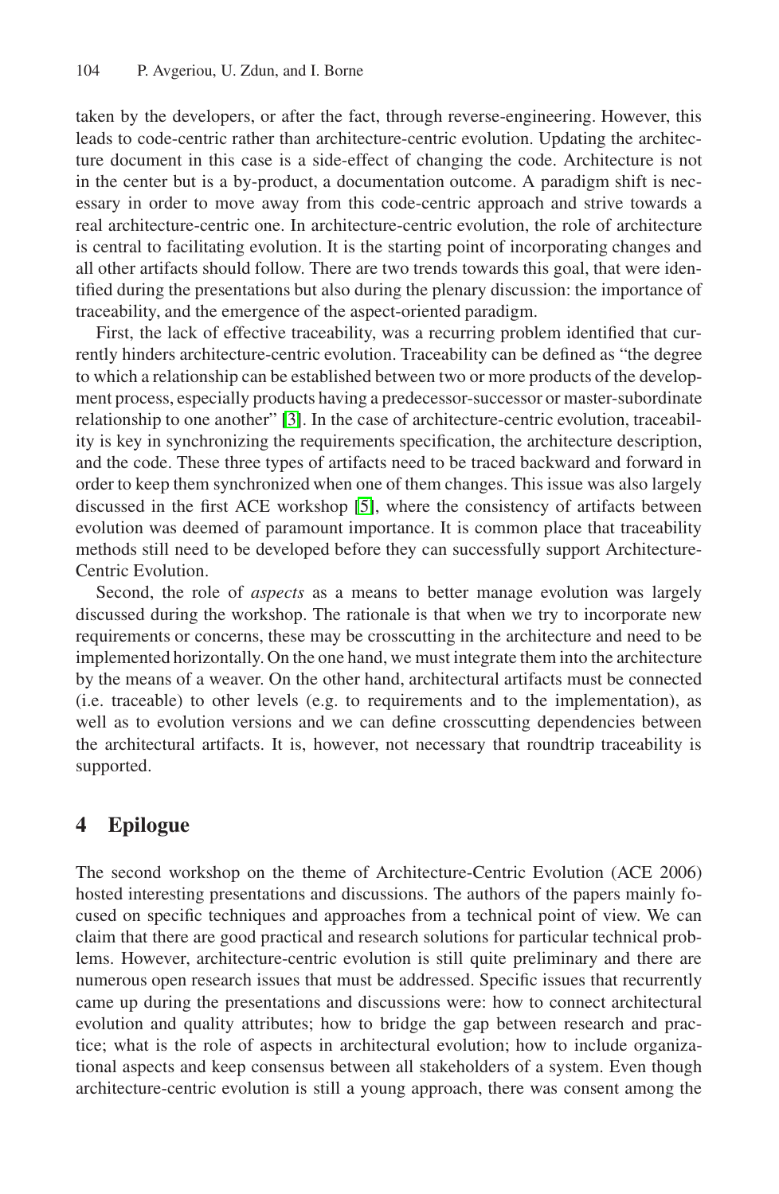taken by the developers, or after the fact, through reverse-engineering. However, this leads to code-centric rather than architecture-centric evolution. Updating the architecture document in this case is a side-effect of changing the code. Architecture is not in the center but is a by-product, a documentation outcome. A paradigm shift is necessary in order to move away from this code-centric approach and strive towards a real architecture-centric one. In architecture-centric evolution, the role of architecture is central to facilitating evolution. It is the starting point of incorporating changes and all other artifacts should follow. There are two trends towards this goal, that were identified during the presentations but also during the plenary discussion: the importance of traceability, and the emergence of the aspect-oriented paradigm.

First, the lack of effective traceability, was a recurring problem identified that currently hinders architecture-centric evolution. Traceability can be defined as "the degree to which a relationship can be established between two or more products of the development process, especially products having a predecessor-successor or master-subordinate relationship to one another" [3]. In the case of architecture-centric evolution, traceability is key in synchronizing the requirements specification, the architecture description, and the code. These three types of artifacts need to be traced backward and forward in order to keep them synchronized when one of them changes. This issue was also largely discussed in the first ACE workshop [5], where the consistency of artifacts between evolution was deemed of paramount importance. It is common place that traceability methods still need to be developed before they can successfully support Architecture-Centric Evolution.

Second, the role of *aspects* as a means to better manage evolution was largely discussed during the workshop. The rationale is that when we try to incorporate new requirements or concerns, these may be crosscutting in the architecture and need to be implemented horizontally. On the one hand, we must integrate them into the architecture by the means of a weaver. On the other hand, architectural artifacts must be connected (i.e. traceable) to other levels (e.g. to requirements and to the implementation), as well as to evolution versions and we can define crosscutting dependencies between the architectural artifacts. It is, however, not necessary that roundtrip traceability is supported.

## 4 Epilogue

The second workshop on the theme of Architecture-Centric Evolution (ACE 2006) hosted interesting presentations and discussions. The authors of the papers mainly focused on specific techniques and approaches from a technical point of view. We can claim that there are good practical and research solutions for particular technical problems. However, architecture-centric evolution is still quite preliminary and there are numerous open research issues that must be addressed. Specific issues that recurrently came up during the presentations and discussions were: how to connect architectural evolution and quality attributes; how to bridge the gap between research and practice; what is the role of aspects in architectural evolution; how to include organizational aspects and keep consensus between all stakeholders of a system. Even though architecture-centric evolution is still a young approach, there was consent among the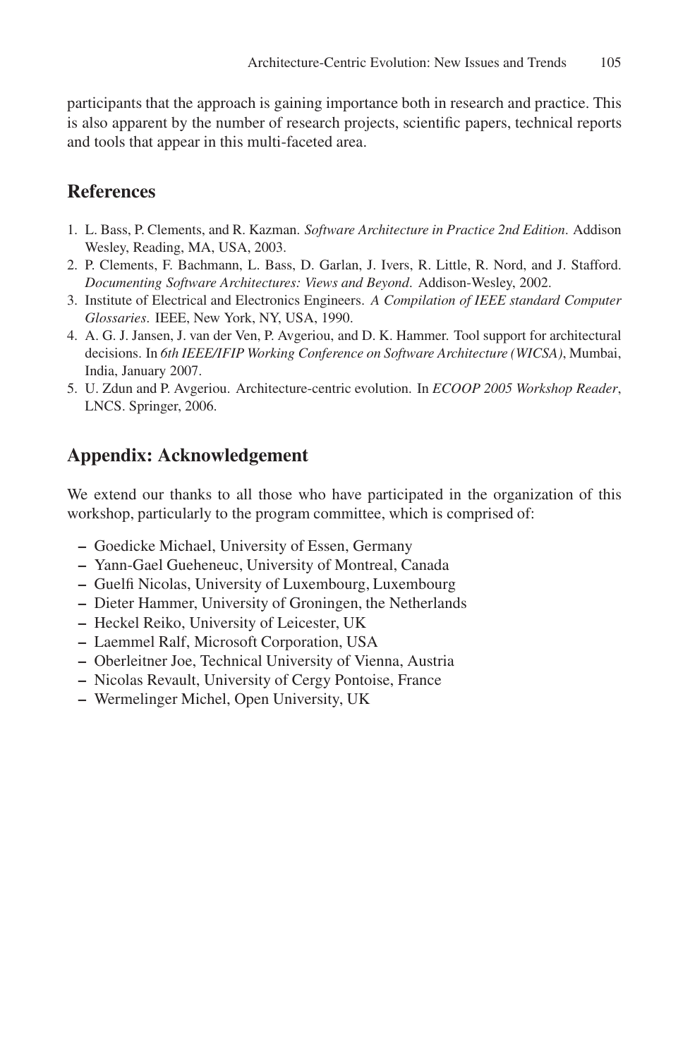participants that the approach is gaining importance both in research and practice. This is also apparent by the number of research projects, scientific papers, technical reports and tools that appear in this multi-faceted area.

## References

1. L. Bass, P. Clements, and R. Kazman. *Software Architecture in Practice 2nd Edition*. Addison Wesley, Reading, MA, USA, 2003.
2. P. Clements, F. Bachmann, L. Bass, D. Garlan, J. Ivers, R. Little, R. Nord, and J. Stafford. *Documenting Software Architectures: Views and Beyond*. Addison-Wesley, 2002.
3. Institute of Electrical and Electronics Engineers. *A Compilation of IEEE standard Computer Glossaries*. IEEE, New York, NY, USA, 1990.
4. A. G. J. Jansen, J. van der Ven, P. Avgeriou, and D. K. Hammer. Tool support for architectural decisions. In *6th IEEE/IFIP Working Conference on Software Architecture (WICSA)*, Mumbai, India, January 2007.
5. U. Zdun and P. Avgeriou. Architecture-centric evolution. In *ECOOP 2005 Workshop Reader*, LNCS. Springer, 2006.

## Appendix: Acknowledgement

We extend our thanks to all those who have participated in the organization of this workshop, particularly to the program committee, which is comprised of:

- Goedicke Michael, University of Essen, Germany
- Yann-Gael Gueheneuc, University of Montreal, Canada
- Guelfi Nicolas, University of Luxembourg, Luxembourg
- Dieter Hammer, University of Groningen, the Netherlands
- Heckel Reiko, University of Leicester, UK
- Laemmel Ralf, Microsoft Corporation, USA
- Oberleitner Joe, Technical University of Vienna, Austria
- Nicolas Revault, University of Cergy Pontoise, France
- Wermelinger Michel, Open University, UK